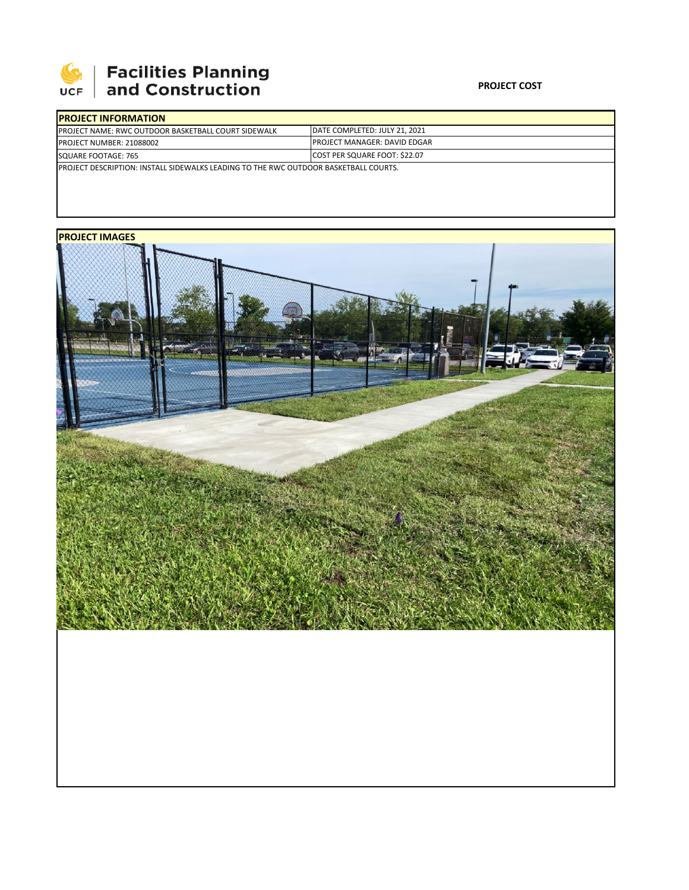# Facilities Planning and Construction

**PROJECT COST**

| PROJECT INFORMATION | |
|---|---|
| PROJECT NAME: RWC OUTDOOR BASKETBALL COURT SIDEWALK | DATE COMPLETED: JULY 21, 2021 |
| PROJECT NUMBER: 21088002 | PROJECT MANAGER: DAVID EDGAR |
| SQUARE FOOTAGE: 765 | COST PER SQUARE FOOT: $22.07 |
| PROJECT DESCRIPTION: INSTALL SIDEWALKS LEADING TO THE RWC OUTDOOR BASKETBALL COURTS. | |

**PROJECT IMAGES**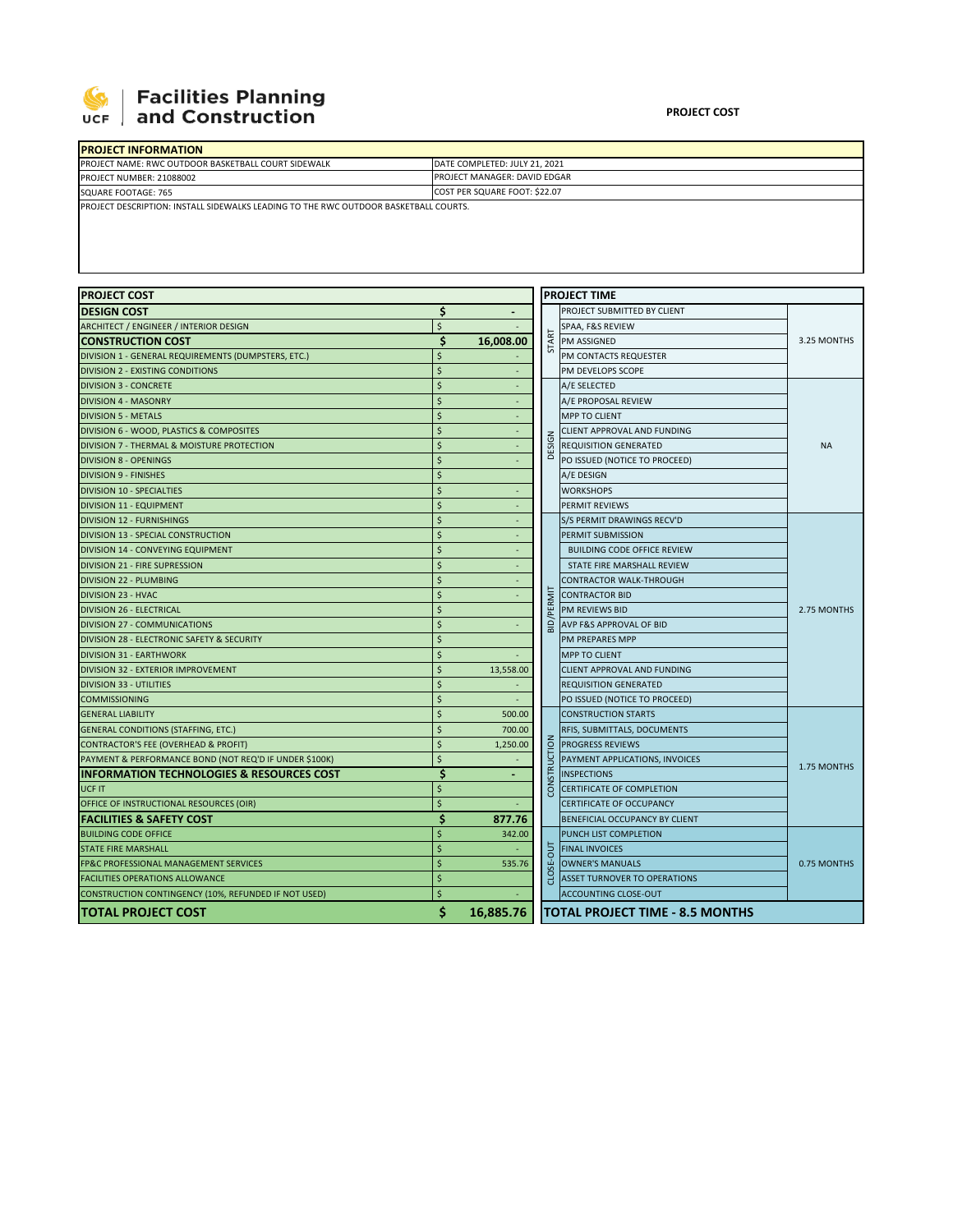**Facilities Planning and Construction**

**PROJECT COST**

| **PROJECT INFORMATION** | |
|---|---|
| PROJECT NAME: RWC OUTDOOR BASKETBALL COURT SIDEWALK | DATE COMPLETED: JULY 21, 2021 |
| PROJECT NUMBER: 21088002 | PROJECT MANAGER: DAVID EDGAR |
| SQUARE FOOTAGE: 765 | COST PER SQUARE FOOT: $22.07 |
| PROJECT DESCRIPTION: INSTALL SIDEWALKS LEADING TO THE RWC OUTDOOR BASKETBALL COURTS. | |

| **PROJECT COST** | | |
|---|---|---|
| **DESIGN COST** | **$** | **-** |
| ARCHITECT / ENGINEER / INTERIOR DESIGN | $ | - |
| **CONSTRUCTION COST** | **$** | **16,008.00** |
| DIVISION 1 - GENERAL REQUIREMENTS (DUMPSTERS, ETC.) | $ | - |
| DIVISION 2 - EXISTING CONDITIONS | $ | - |
| DIVISION 3 - CONCRETE | $ | - |
| DIVISION 4 - MASONRY | $ | - |
| DIVISION 5 - METALS | $ | - |
| DIVISION 6 - WOOD, PLASTICS & COMPOSITES | $ | - |
| DIVISION 7 - THERMAL & MOISTURE PROTECTION | $ | - |
| DIVISION 8 - OPENINGS | $ | - |
| DIVISION 9 - FINISHES | $ | |
| DIVISION 10 - SPECIALTIES | $ | - |
| DIVISION 11 - EQUIPMENT | $ | - |
| DIVISION 12 - FURNISHINGS | $ | - |
| DIVISION 13 - SPECIAL CONSTRUCTION | $ | - |
| DIVISION 14 - CONVEYING EQUIPMENT | $ | - |
| DIVISION 21 - FIRE SUPRESSION | $ | - |
| DIVISION 22 - PLUMBING | $ | - |
| DIVISION 23 - HVAC | $ | - |
| DIVISION 26 - ELECTRICAL | $ | |
| DIVISION 27 - COMMUNICATIONS | $ | - |
| DIVISION 28 - ELECTRONIC SAFETY & SECURITY | $ | |
| DIVISION 31 - EARTHWORK | $ | - |
| DIVISION 32 - EXTERIOR IMPROVEMENT | $ | 13,558.00 |
| DIVISION 33 - UTILITIES | $ | - |
| COMMISSIONING | $ | - |
| GENERAL LIABILITY | $ | 500.00 |
| GENERAL CONDITIONS (STAFFING, ETC.) | $ | 700.00 |
| CONTRACTOR'S FEE (OVERHEAD & PROFIT) | $ | 1,250.00 |
| PAYMENT & PERFORMANCE BOND (NOT REQ'D IF UNDER $100K) | $ | - |
| **INFORMATION TECHNOLOGIES & RESOURCES COST** | **$** | **-** |
| UCF IT | $ | |
| OFFICE OF INSTRUCTIONAL RESOURCES (OIR) | $ | - |
| **FACILITIES & SAFETY COST** | **$** | **877.76** |
| BUILDING CODE OFFICE | $ | 342.00 |
| STATE FIRE MARSHALL | $ | - |
| FP&C PROFESSIONAL MANAGEMENT SERVICES | $ | 535.76 |
| FACILITIES OPERATIONS ALLOWANCE | $ | |
| CONSTRUCTION CONTINGENCY (10%, REFUNDED IF NOT USED) | $ | - |
| **TOTAL PROJECT COST** | **$** | **16,885.76** |

| **PROJECT TIME** | | |
|---|---|---|
| START | PROJECT SUBMITTED BY CLIENT | 3.25 MONTHS |
| | SPAA, F&S REVIEW | |
| | PM ASSIGNED | |
| | PM CONTACTS REQUESTER | |
| | PM DEVELOPS SCOPE | |
| DESIGN | A/E SELECTED | NA |
| | A/E PROPOSAL REVIEW | |
| | MPP TO CLIENT | |
| | CLIENT APPROVAL AND FUNDING | |
| | REQUISITION GENERATED | |
| | PO ISSUED (NOTICE TO PROCEED) | |
| | A/E DESIGN | |
| | WORKSHOPS | |
| | PERMIT REVIEWS | |
| BID/PERMIT | S/S PERMIT DRAWINGS RECV'D | 2.75 MONTHS |
| | PERMIT SUBMISSION | |
| | BUILDING CODE OFFICE REVIEW | |
| | STATE FIRE MARSHALL REVIEW | |
| | CONTRACTOR WALK-THROUGH | |
| | CONTRACTOR BID | |
| | PM REVIEWS BID | |
| | AVP F&S APPROVAL OF BID | |
| | PM PREPARES MPP | |
| | MPP TO CLIENT | |
| | CLIENT APPROVAL AND FUNDING | |
| | REQUISITION GENERATED | |
| | PO ISSUED (NOTICE TO PROCEED) | |
| CONSTRUCTION | CONSTRUCTION STARTS | 1.75 MONTHS |
| | RFIS, SUBMITTALS, DOCUMENTS | |
| | PROGRESS REVIEWS | |
| | PAYMENT APPLICATIONS, INVOICES | |
| | INSPECTIONS | |
| | CERTIFICATE OF COMPLETION | |
| | CERTIFICATE OF OCCUPANCY | |
| | BENEFICIAL OCCUPANCY BY CLIENT | |
| CLOSE-OUT | PUNCH LIST COMPLETION | 0.75 MONTHS |
| | FINAL INVOICES | |
| | OWNER'S MANUALS | |
| | ASSET TURNOVER TO OPERATIONS | |
| | ACCOUNTING CLOSE-OUT | |
| **TOTAL PROJECT TIME - 8.5 MONTHS** | | |